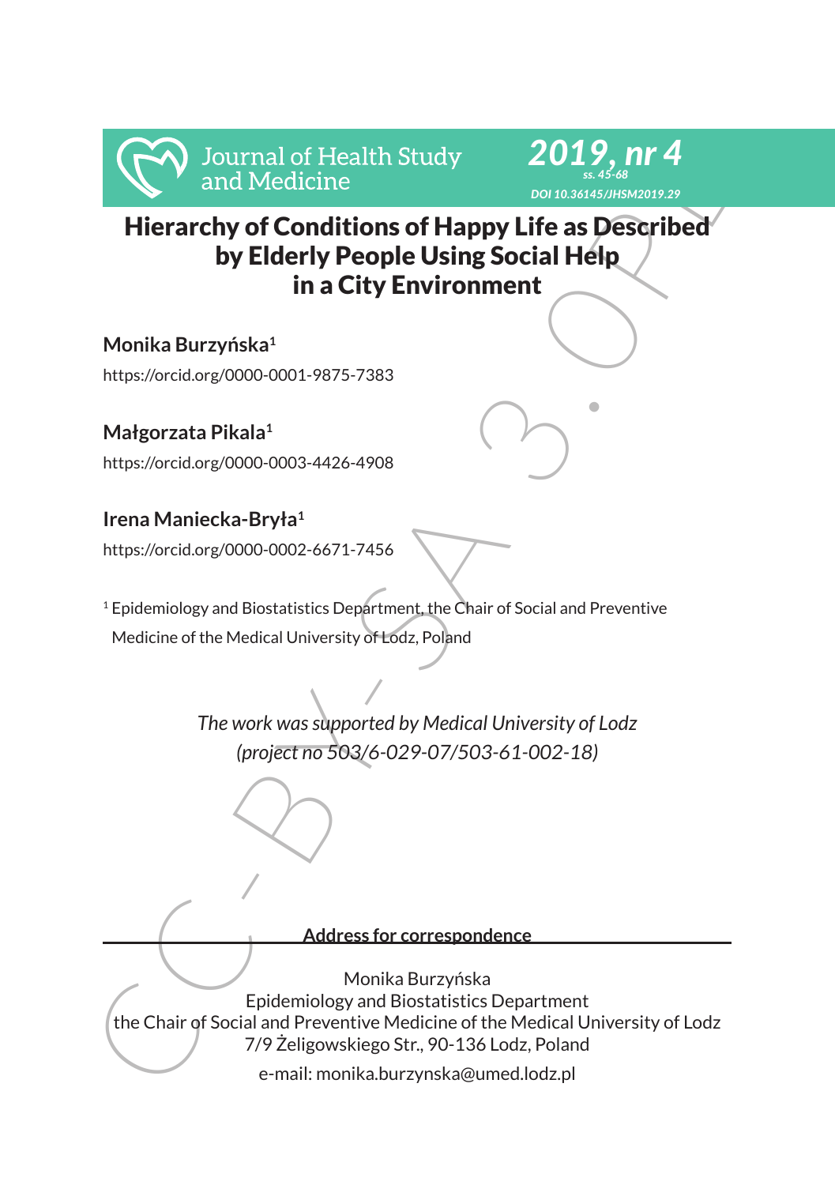# Hierarchy of Conditions of Happy Life as Described by Elderly People Using Social Help in a City Environment

**Monika Burzyńska**[1]

https://orcid.org/0000-0001-9875-7383

**Małgorzata Pikala**[1]

https://orcid.org/0000-0003-4426-4908

**Irena Maniecka-Bryła**[1]

https://orcid.org/0000-0002-6671-7456

[1] Epidemiology and Biostatistics Department, the Chair of Social and Preventive Medicine of the Medical University of Lodz, Poland

*The work was supported by Medical University of Lodz (project no 503/6-029-07/503-61-002-18)*

**Address for correspondence**

Monika Burzyńska
Epidemiology and Biostatistics Department
the Chair of Social and Preventive Medicine of the Medical University of Lodz
7/9 Żeligowskiego Str., 90-136 Lodz, Poland
e-mail: monika.burzynska@umed.lodz.pl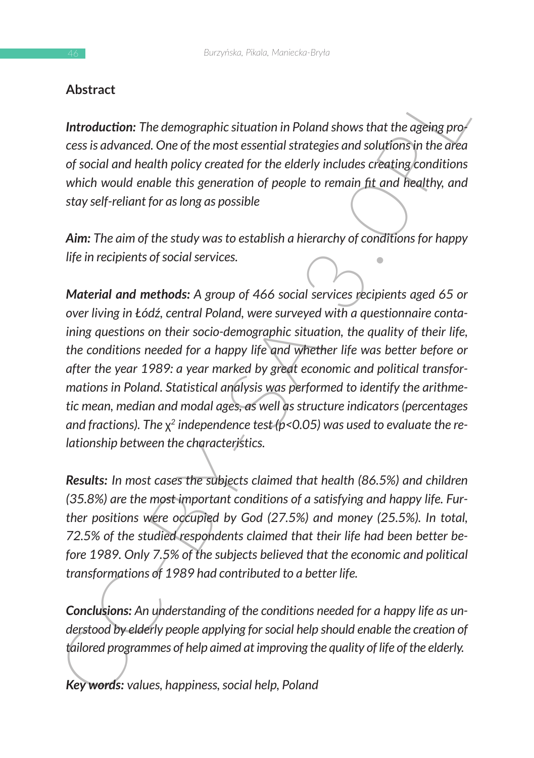## Abstract

***Introduction:*** *The demographic situation in Poland shows that the ageing process is advanced. One of the most essential strategies and solutions in the area of social and health policy created for the elderly includes creating conditions which would enable this generation of people to remain fit and healthy, and stay self-reliant for as long as possible*

***Aim:*** *The aim of the study was to establish a hierarchy of conditions for happy life in recipients of social services.*

***Material and methods:*** *A group of 466 social services recipients aged 65 or over living in Łódź, central Poland, were surveyed with a questionnaire containing questions on their socio-demographic situation, the quality of their life, the conditions needed for a happy life and whether life was better before or after the year 1989: a year marked by great economic and political transformations in Poland. Statistical analysis was performed to identify the arithmetic mean, median and modal ages, as well as structure indicators (percentages and fractions). The $\chi^2$ independence test ($p<0.05$) was used to evaluate the relationship between the characteristics.*

***Results:*** *In most cases the subjects claimed that health (86.5%) and children (35.8%) are the most important conditions of a satisfying and happy life. Further positions were occupied by God (27.5%) and money (25.5%). In total, 72.5% of the studied respondents claimed that their life had been better before 1989. Only 7.5% of the subjects believed that the economic and political transformations of 1989 had contributed to a better life.*

***Conclusions:*** *An understanding of the conditions needed for a happy life as understood by elderly people applying for social help should enable the creation of tailored programmes of help aimed at improving the quality of life of the elderly.*

***Key words:*** *values, happiness, social help, Poland*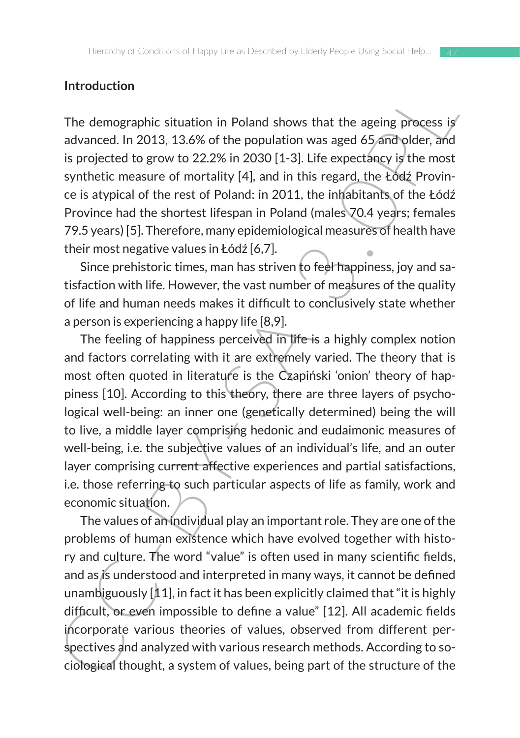## Introduction

The demographic situation in Poland shows that the ageing process is advanced. In 2013, 13.6% of the population was aged 65 and older, and is projected to grow to 22.2% in 2030 [1-3]. Life expectancy is the most synthetic measure of mortality [4], and in this regard, the Łódź Province is atypical of the rest of Poland: in 2011, the inhabitants of the Łódź Province had the shortest lifespan in Poland (males 70.4 years; females 79.5 years) [5]. Therefore, many epidemiological measures of health have their most negative values in Łódź [6,7].

Since prehistoric times, man has striven to feel happiness, joy and satisfaction with life. However, the vast number of measures of the quality of life and human needs makes it difficult to conclusively state whether a person is experiencing a happy life [8,9].

The feeling of happiness perceived in life is a highly complex notion and factors correlating with it are extremely varied. The theory that is most often quoted in literature is the Czapiński 'onion' theory of happiness [10]. According to this theory, there are three layers of psychological well-being: an inner one (genetically determined) being the will to live, a middle layer comprising hedonic and eudaimonic measures of well-being, i.e. the subjective values of an individual's life, and an outer layer comprising current affective experiences and partial satisfactions, i.e. those referring to such particular aspects of life as family, work and economic situation.

The values of an individual play an important role. They are one of the problems of human existence which have evolved together with history and culture. The word "value" is often used in many scientific fields, and as is understood and interpreted in many ways, it cannot be defined unambiguously [11], in fact it has been explicitly claimed that "it is highly difficult, or even impossible to define a value" [12]. All academic fields incorporate various theories of values, observed from different perspectives and analyzed with various research methods. According to sociological thought, a system of values, being part of the structure of the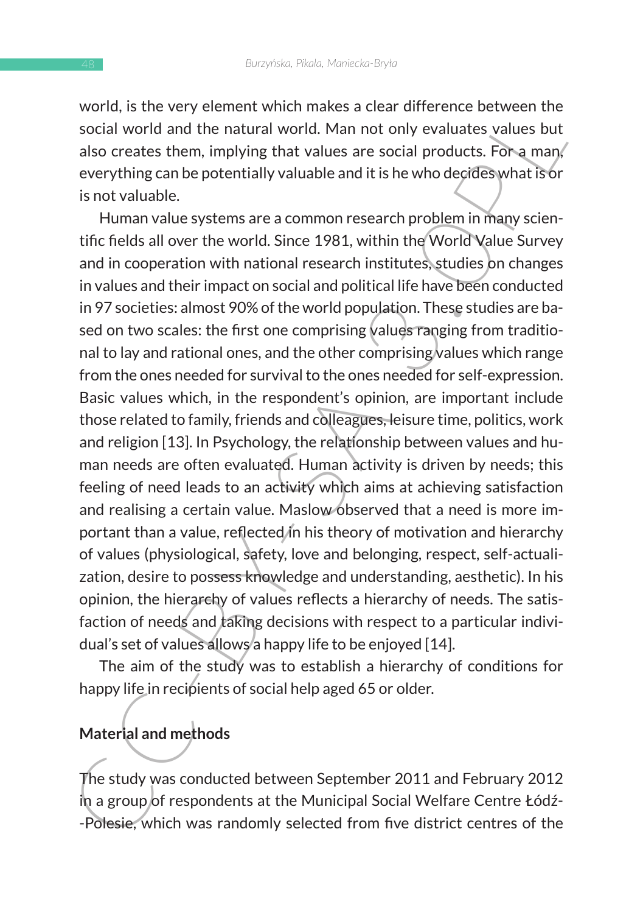world, is the very element which makes a clear difference between the social world and the natural world. Man not only evaluates values but also creates them, implying that values are social products. For a man, everything can be potentially valuable and it is he who decides what is or is not valuable.

Human value systems are a common research problem in many scientific fields all over the world. Since 1981, within the World Value Survey and in cooperation with national research institutes, studies on changes in values and their impact on social and political life have been conducted in 97 societies: almost 90% of the world population. These studies are based on two scales: the first one comprising values ranging from traditional to lay and rational ones, and the other comprising values which range from the ones needed for survival to the ones needed for self-expression. Basic values which, in the respondent's opinion, are important include those related to family, friends and colleagues, leisure time, politics, work and religion [13]. In Psychology, the relationship between values and human needs are often evaluated. Human activity is driven by needs; this feeling of need leads to an activity which aims at achieving satisfaction and realising a certain value. Maslow observed that a need is more important than a value, reflected in his theory of motivation and hierarchy of values (physiological, safety, love and belonging, respect, self-actualization, desire to possess knowledge and understanding, aesthetic). In his opinion, the hierarchy of values reflects a hierarchy of needs. The satisfaction of needs and taking decisions with respect to a particular individual's set of values allows a happy life to be enjoyed [14].

The aim of the study was to establish a hierarchy of conditions for happy life in recipients of social help aged 65 or older.

## Material and methods

The study was conducted between September 2011 and February 2012 in a group of respondents at the Municipal Social Welfare Centre Łódź-Polesie, which was randomly selected from five district centres of the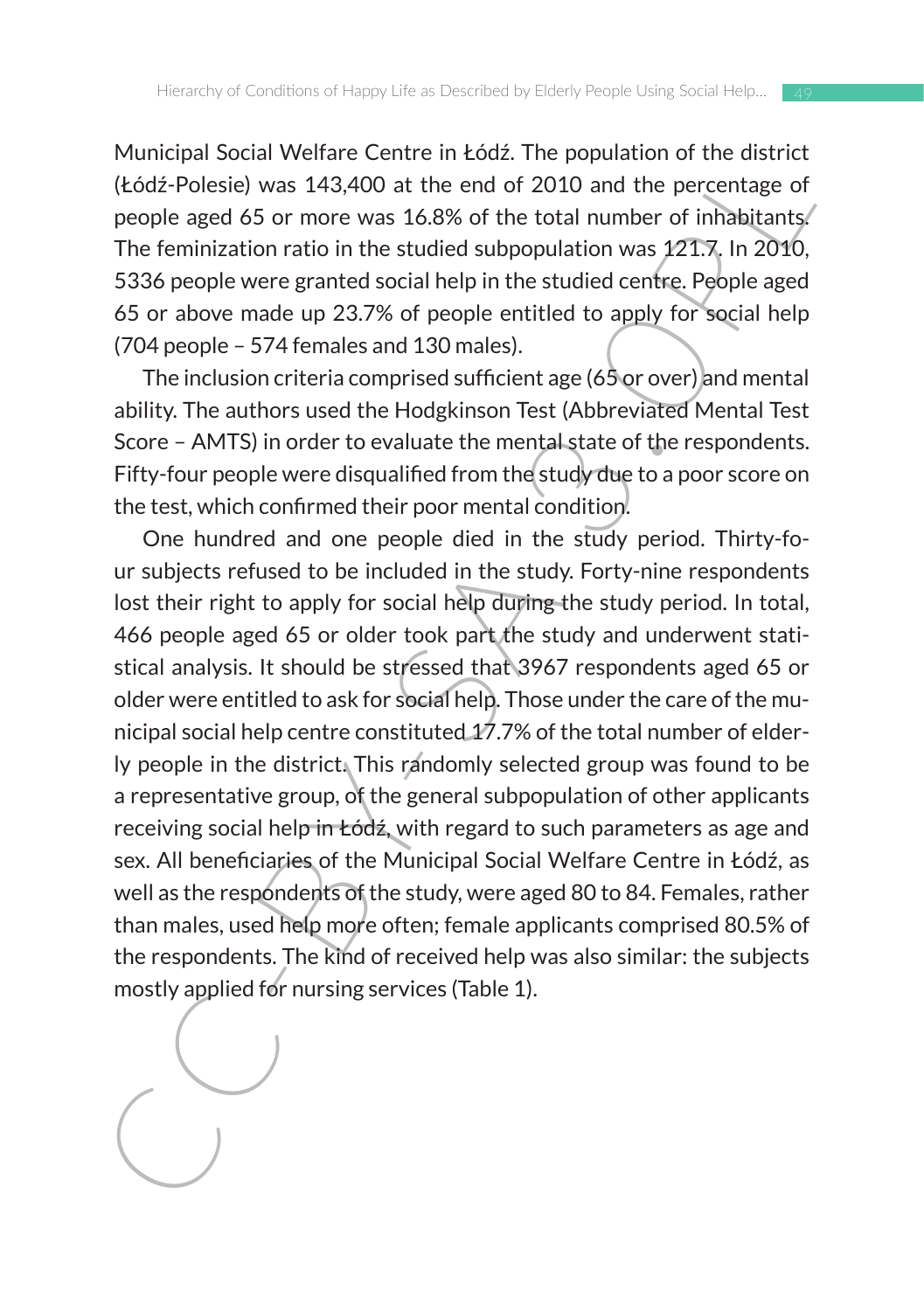Municipal Social Welfare Centre in Łódź. The population of the district (Łódź-Polesie) was 143,400 at the end of 2010 and the percentage of people aged 65 or more was 16.8% of the total number of inhabitants. The feminization ratio in the studied subpopulation was 121.7. In 2010, 5336 people were granted social help in the studied centre. People aged 65 or above made up 23.7% of people entitled to apply for social help (704 people – 574 females and 130 males).

The inclusion criteria comprised sufficient age (65 or over) and mental ability. The authors used the Hodgkinson Test (Abbreviated Mental Test Score – AMTS) in order to evaluate the mental state of the respondents. Fifty-four people were disqualified from the study due to a poor score on the test, which confirmed their poor mental condition.

One hundred and one people died in the study period. Thirty-four subjects refused to be included in the study. Forty-nine respondents lost their right to apply for social help during the study period. In total, 466 people aged 65 or older took part the study and underwent statistical analysis. It should be stressed that 3967 respondents aged 65 or older were entitled to ask for social help. Those under the care of the municipal social help centre constituted 17.7% of the total number of elderly people in the district. This randomly selected group was found to be a representative group, of the general subpopulation of other applicants receiving social help in Łódź, with regard to such parameters as age and sex. All beneficiaries of the Municipal Social Welfare Centre in Łódź, as well as the respondents of the study, were aged 80 to 84. Females, rather than males, used help more often; female applicants comprised 80.5% of the respondents. The kind of received help was also similar: the subjects mostly applied for nursing services (Table 1).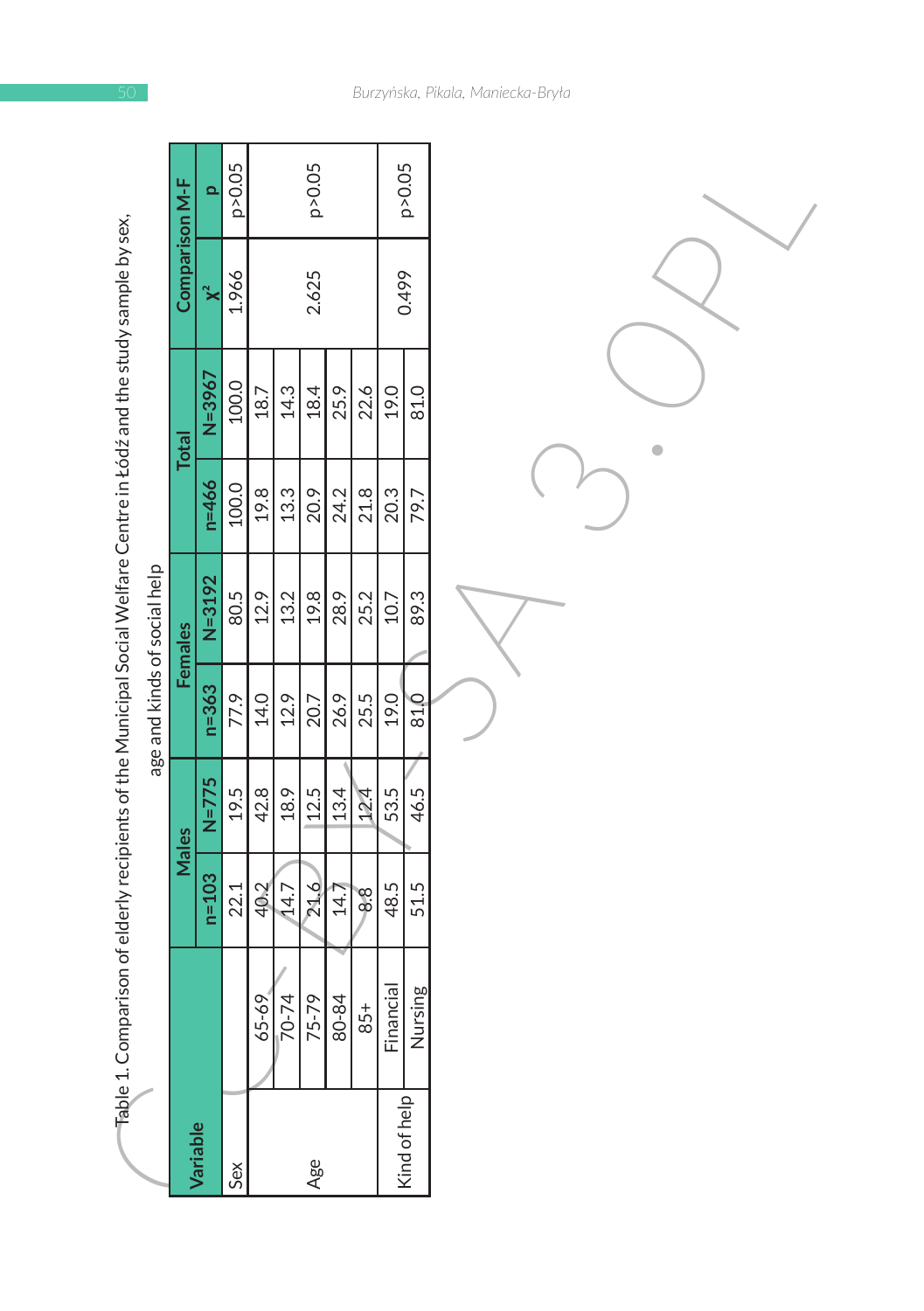Table 1. Comparison of elderly recipients of the Municipal Social Welfare Centre in Łódź and the study sample by sex, age and kinds of social help

| Variable | | Males | | Females | | Total | | Comparison M-F | |
|---|---|---|---|---|---|---|---|---|---|
| | | n=103 | N=775 | n=363 | N=3192 | n=466 | N=3967 | $x^2$ | p |
| Sex | | 22.1 | 19.5 | 77.9 | 80.5 | 100.0 | 100.0 | 1.966 | p>0.05 |
| Age | 65-69 | 40.2 | 42.8 | 14.0 | 12.9 | 19.8 | 18.7 | 2.625 | p>0.05 |
| | 70-74 | 14.7 | 18.9 | 12.9 | 13.2 | 13.3 | 14.3 | | |
| | 75-79 | 21.6 | 12.5 | 20.7 | 19.8 | 20.9 | 18.4 | | |
| | 80-84 | 14.7 | 13.4 | 26.9 | 28.9 | 24.2 | 25.9 | | |
| | 85+ | 8.8 | 12.4 | 25.5 | 25.2 | 21.8 | 22.6 | | |
| Kind of help | Financial | 48.5 | 53.5 | 19.0 | 10.7 | 20.3 | 19.0 | 0.499 | p>0.05 |
| | Nursing | 51.5 | 46.5 | 81.0 | 89.3 | 79.7 | 81.0 | | |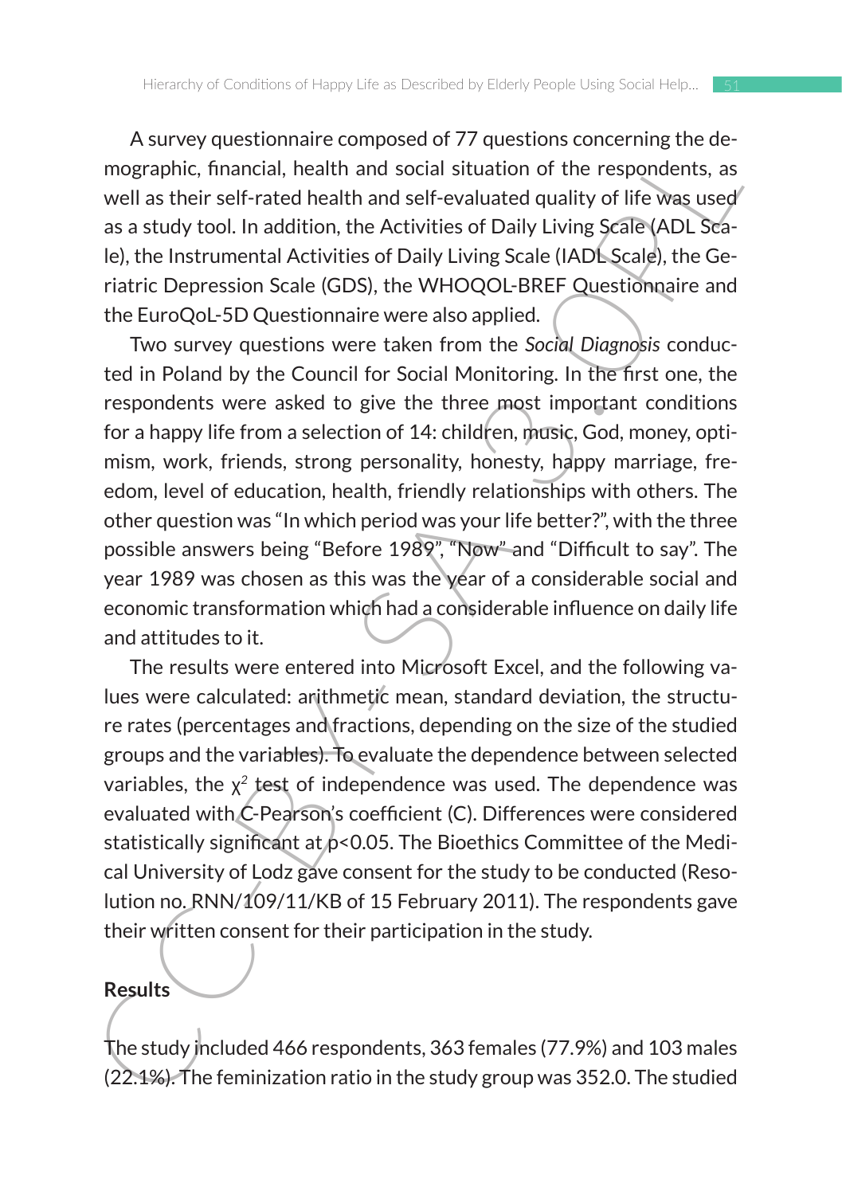A survey questionnaire composed of 77 questions concerning the demographic, financial, health and social situation of the respondents, as well as their self-rated health and self-evaluated quality of life was used as a study tool. In addition, the Activities of Daily Living Scale (ADL Scale), the Instrumental Activities of Daily Living Scale (IADL Scale), the Geriatric Depression Scale (GDS), the WHOQOL-BREF Questionnaire and the EuroQoL-5D Questionnaire were also applied.

Two survey questions were taken from the *Social Diagnosis* conducted in Poland by the Council for Social Monitoring. In the first one, the respondents were asked to give the three most important conditions for a happy life from a selection of 14: children, music, God, money, optimism, work, friends, strong personality, honesty, happy marriage, freedom, level of education, health, friendly relationships with others. The other question was "In which period was your life better?", with the three possible answers being "Before 1989", "Now" and "Difficult to say". The year 1989 was chosen as this was the year of a considerable social and economic transformation which had a considerable influence on daily life and attitudes to it.

The results were entered into Microsoft Excel, and the following values were calculated: arithmetic mean, standard deviation, the structure rates (percentages and fractions, depending on the size of the studied groups and the variables). To evaluate the dependence between selected variables, the $\chi^2$ test of independence was used. The dependence was evaluated with C-Pearson's coefficient (C). Differences were considered statistically significant at $p<0.05$. The Bioethics Committee of the Medical University of Lodz gave consent for the study to be conducted (Resolution no. RNN/109/11/KB of 15 February 2011). The respondents gave their written consent for their participation in the study.

## Results

The study included 466 respondents, 363 females (77.9%) and 103 males (22.1%). The feminization ratio in the study group was 352.0. The studied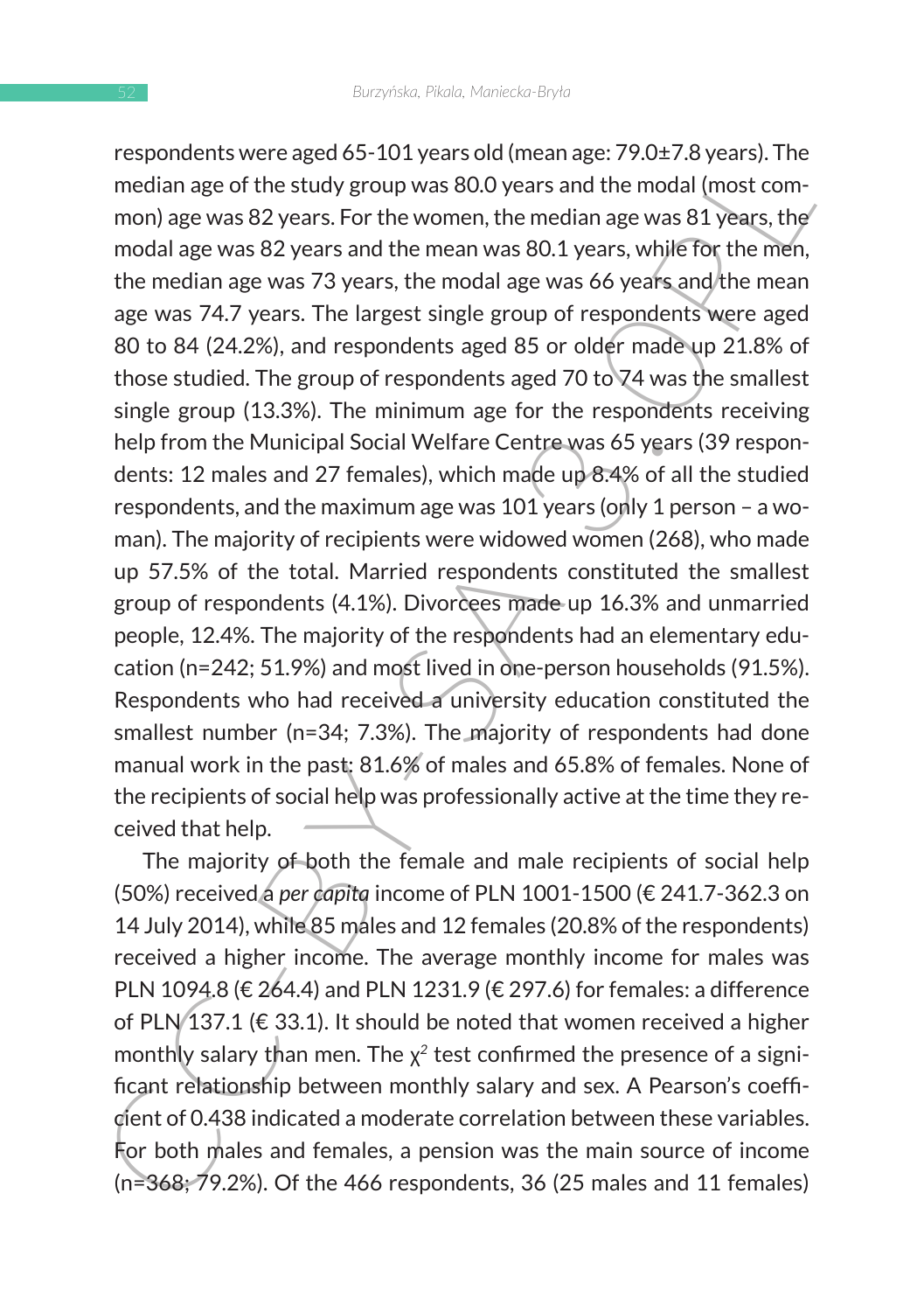respondents were aged 65-101 years old (mean age: 79.0±7.8 years). The median age of the study group was 80.0 years and the modal (most common) age was 82 years. For the women, the median age was 81 years, the modal age was 82 years and the mean was 80.1 years, while for the men, the median age was 73 years, the modal age was 66 years and the mean age was 74.7 years. The largest single group of respondents were aged 80 to 84 (24.2%), and respondents aged 85 or older made up 21.8% of those studied. The group of respondents aged 70 to 74 was the smallest single group (13.3%). The minimum age for the respondents receiving help from the Municipal Social Welfare Centre was 65 years (39 respondents: 12 males and 27 females), which made up 8.4% of all the studied respondents, and the maximum age was 101 years (only 1 person – a woman). The majority of recipients were widowed women (268), who made up 57.5% of the total. Married respondents constituted the smallest group of respondents (4.1%). Divorcees made up 16.3% and unmarried people, 12.4%. The majority of the respondents had an elementary education (n=242; 51.9%) and most lived in one-person households (91.5%). Respondents who had received a university education constituted the smallest number (n=34; 7.3%). The majority of respondents had done manual work in the past: 81.6% of males and 65.8% of females. None of the recipients of social help was professionally active at the time they received that help.

The majority of both the female and male recipients of social help (50%) received a *per capita* income of PLN 1001-1500 (€ 241.7-362.3 on 14 July 2014), while 85 males and 12 females (20.8% of the respondents) received a higher income. The average monthly income for males was PLN 1094.8 (€ 264.4) and PLN 1231.9 (€ 297.6) for females: a difference of PLN 137.1 (€ 33.1). It should be noted that women received a higher monthly salary than men. The $\chi^2$ test confirmed the presence of a significant relationship between monthly salary and sex. A Pearson's coefficient of 0.438 indicated a moderate correlation between these variables. For both males and females, a pension was the main source of income (n=368; 79.2%). Of the 466 respondents, 36 (25 males and 11 females)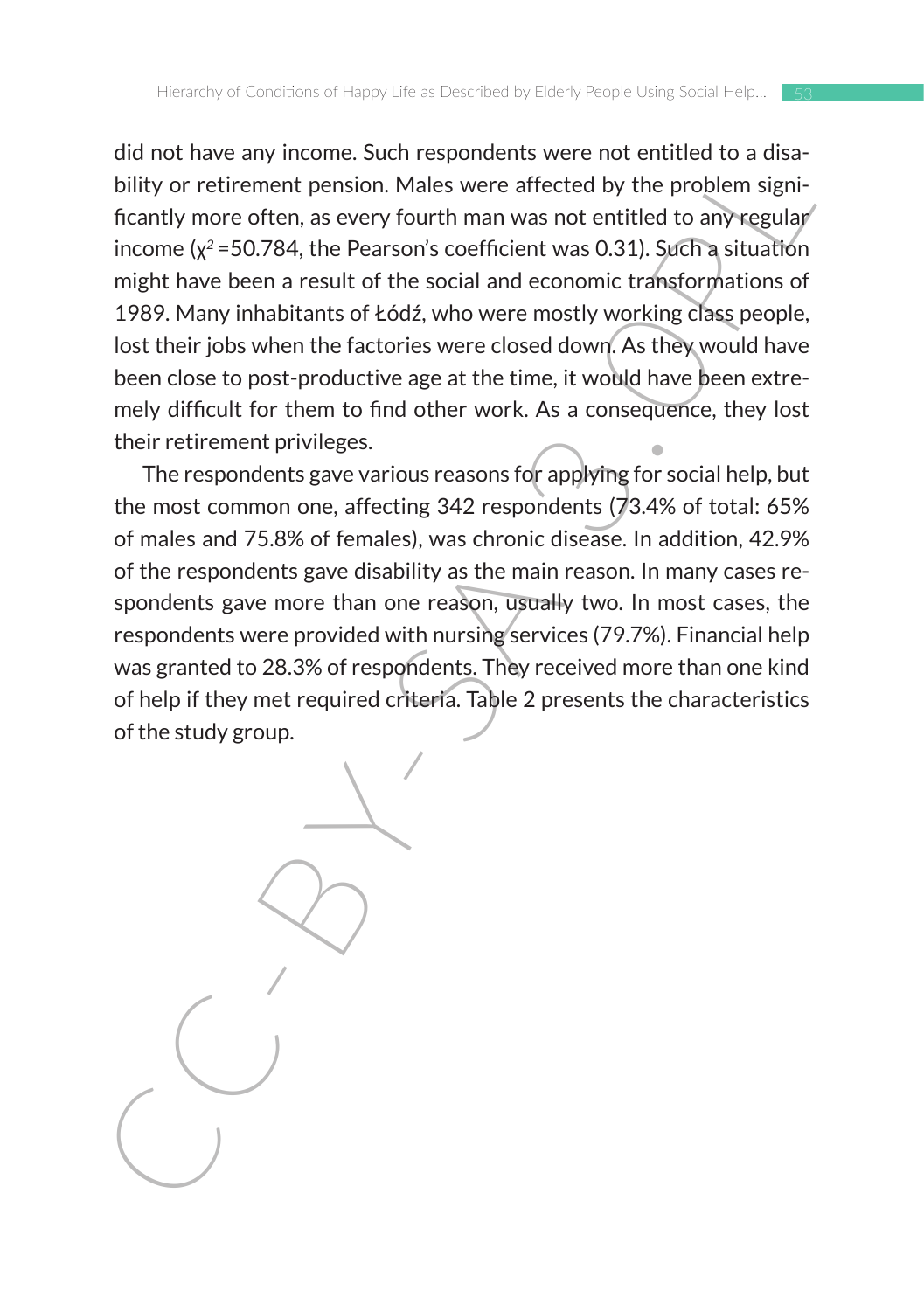did not have any income. Such respondents were not entitled to a disability or retirement pension. Males were affected by the problem significantly more often, as every fourth man was not entitled to any regular income ($\chi^2$ =50.784, the Pearson's coefficient was 0.31). Such a situation might have been a result of the social and economic transformations of 1989. Many inhabitants of Łódź, who were mostly working class people, lost their jobs when the factories were closed down. As they would have been close to post-productive age at the time, it would have been extremely difficult for them to find other work. As a consequence, they lost their retirement privileges.

The respondents gave various reasons for applying for social help, but the most common one, affecting 342 respondents (73.4% of total: 65% of males and 75.8% of females), was chronic disease. In addition, 42.9% of the respondents gave disability as the main reason. In many cases respondents gave more than one reason, usually two. In most cases, the respondents were provided with nursing services (79.7%). Financial help was granted to 28.3% of respondents. They received more than one kind of help if they met required criteria. Table 2 presents the characteristics of the study group.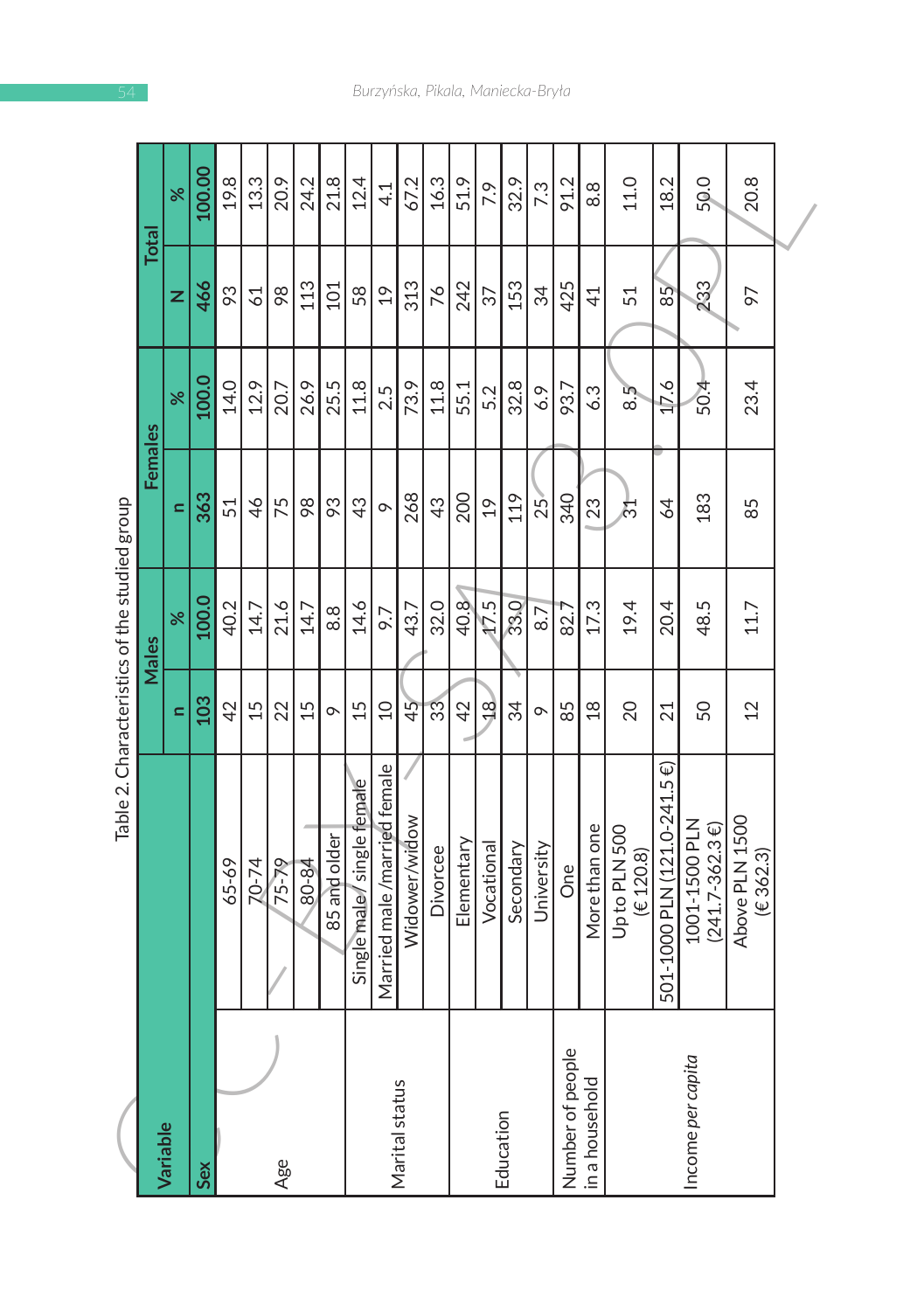Table 2. Characteristics of the studied group

| Variable | | Males | | Females | | Total | |
|---|---|---|---|---|---|---|---|
| | | n | % | n | % | N | % |
| Sex | | 103 | 100.0 | 363 | 100.0 | 466 | 100.00 |
| Age | 65-69 | 42 | 40.2 | 51 | 14.0 | 93 | 19.8 |
| | 70-74 | 15 | 14.7 | 46 | 12.9 | 61 | 13.3 |
| | 75-79 | 22 | 21.6 | 75 | 20.7 | 98 | 20.9 |
| | 80-84 | 15 | 14.7 | 98 | 26.9 | 113 | 24.2 |
| | 85 and older | 9 | 8.8 | 93 | 25.5 | 101 | 21.8 |
| Marital status | Single male / single female | 15 | 14.6 | 43 | 11.8 | 58 | 12.4 |
| | Married male /married female | 10 | 9.7 | 9 | 2.5 | 19 | 4.1 |
| | Widower/widow | 45 | 43.7 | 268 | 73.9 | 313 | 67.2 |
| | Divorcee | 33 | 32.0 | 43 | 11.8 | 76 | 16.3 |
| Education | Elementary | 42 | 40.8 | 200 | 55.1 | 242 | 51.9 |
| | Vocational | 18 | 17.5 | 19 | 5.2 | 37 | 7.9 |
| | Secondary | 34 | 33.0 | 119 | 32.8 | 153 | 32.9 |
| | University | 9 | 8.7 | 25 | 6.9 | 34 | 7.3 |
| Number of people in a household | One | 85 | 82.7 | 340 | 93.7 | 425 | 91.2 |
| | More than one | 18 | 17.3 | 23 | 6.3 | 41 | 8.8 |
| Income *per capita* | Up to PLN 500 (€ 120.8) | 20 | 19.4 | 31 | 8.5 | 51 | 11.0 |
| | 501-1000 PLN (121.0-241.5 €) | 21 | 20.4 | 64 | 17.6 | 85 | 18.2 |
| | 1001-1500 PLN (241.7-362.3 €) | 50 | 48.5 | 183 | 50.4 | 233 | 50.0 |
| | Above PLN 1500 (€ 362.3) | 12 | 11.7 | 85 | 23.4 | 97 | 20.8 |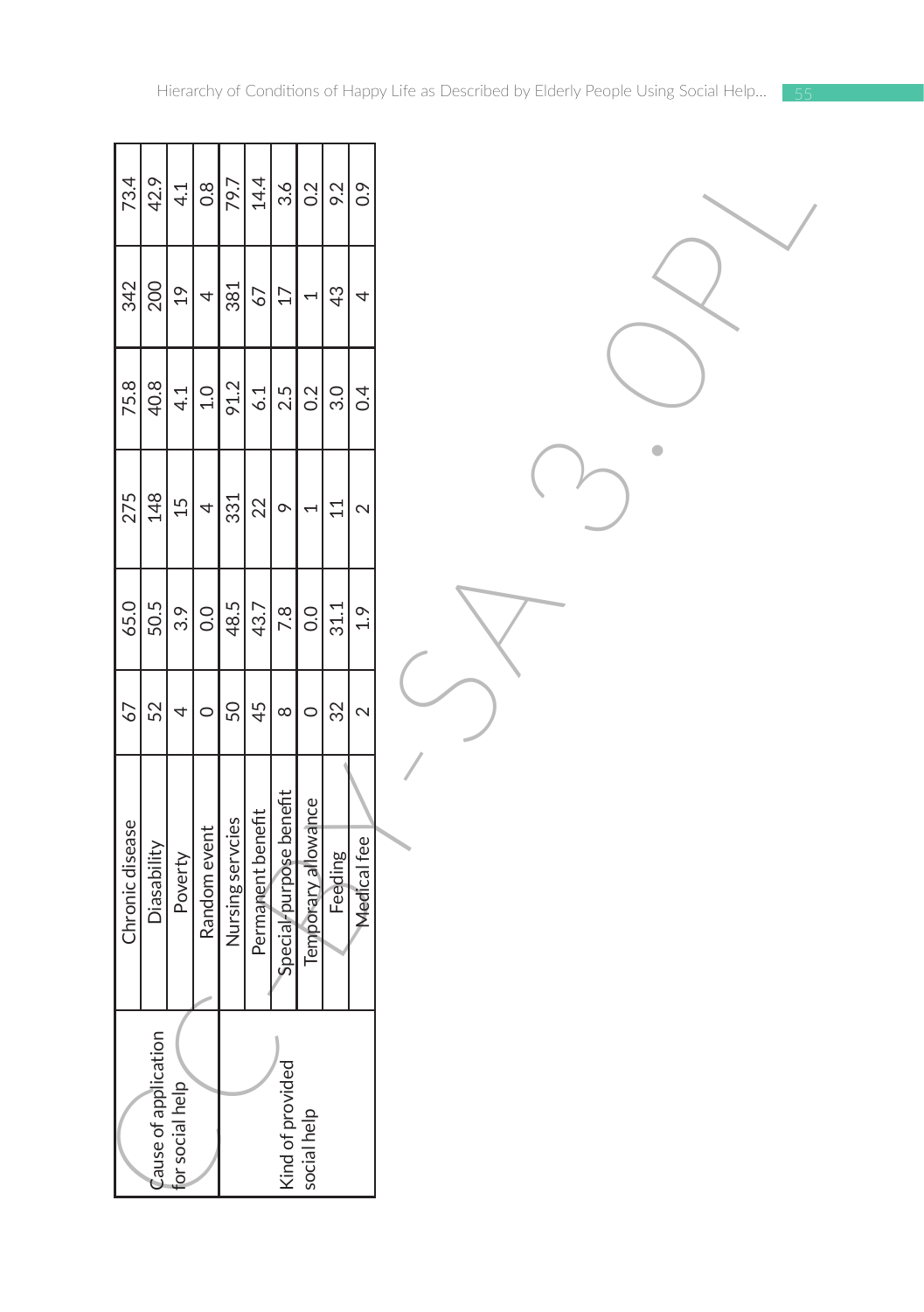|  |  |  |  |  |  |  |  |
|---|---|---|---|---|---|---|---|
| Cause of application for social help | Chronic disease | 67 | 65.0 | 275 | 75.8 | 342 | 73.4 |
|  | Diasability | 52 | 50.5 | 148 | 40.8 | 200 | 42.9 |
|  | Poverty | 4 | 3.9 | 15 | 4.1 | 19 | 4.1 |
|  | Random event | 0 | 0.0 | 4 | 1.0 | 4 | 0.8 |
| Kind of provided social help | Nursing servcies | 50 | 48.5 | 331 | 91.2 | 381 | 79.7 |
|  | Permanent benefit | 45 | 43.7 | 22 | 6.1 | 67 | 14.4 |
|  | Special-purpose benefit | 8 | 7.8 | 9 | 2.5 | 17 | 3.6 |
|  | Temporary allowance | 0 | 0.0 | 1 | 0.2 | 1 | 0.2 |
|  | Feeding | 32 | 31.1 | 11 | 3.0 | 43 | 9.2 |
|  | Medical fee | 2 | 1.9 | 2 | 0.4 | 4 | 0.9 |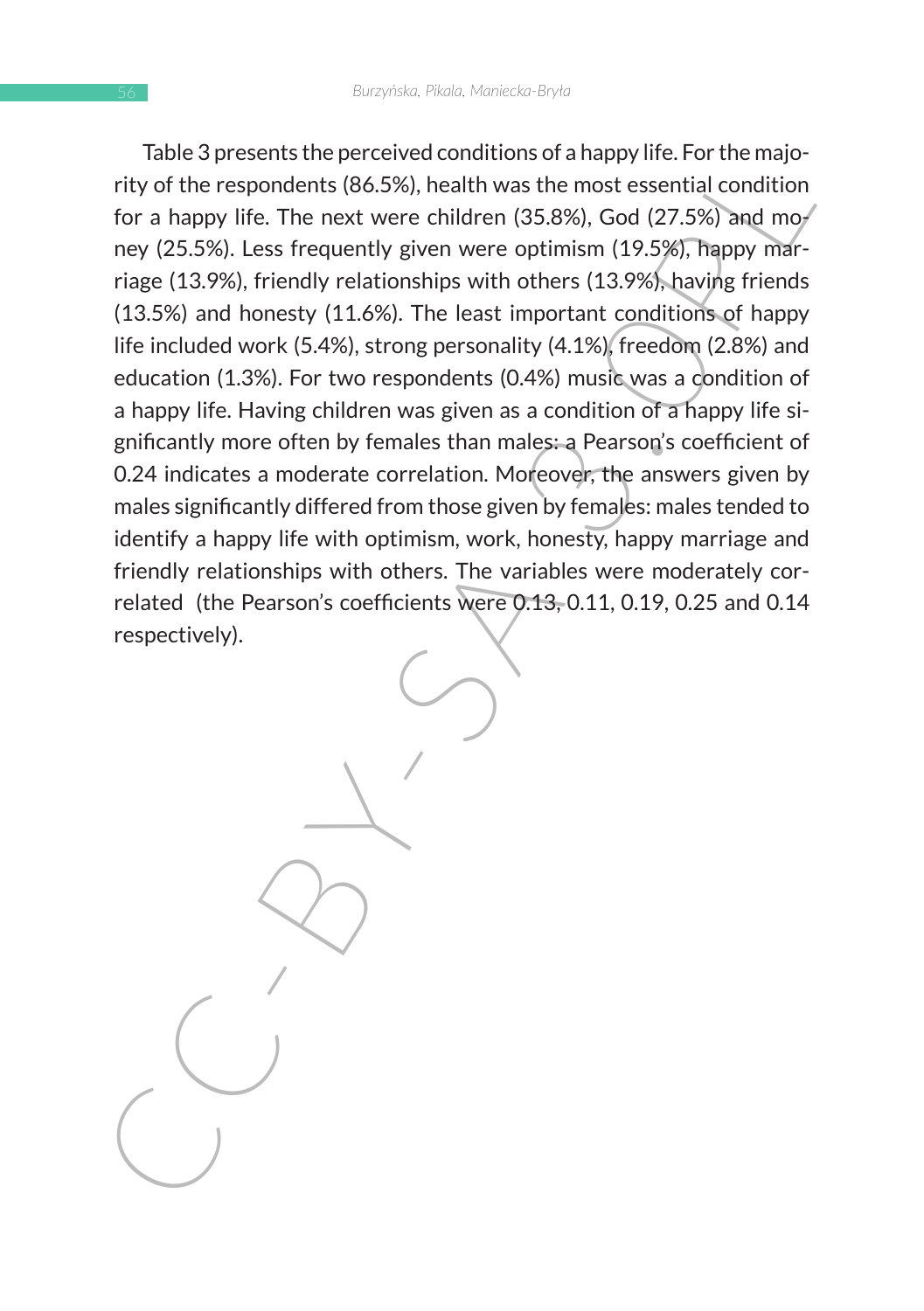Table 3 presents the perceived conditions of a happy life. For the majority of the respondents (86.5%), health was the most essential condition for a happy life. The next were children (35.8%), God (27.5%) and money (25.5%). Less frequently given were optimism (19.5%), happy marriage (13.9%), friendly relationships with others (13.9%), having friends (13.5%) and honesty (11.6%). The least important conditions of happy life included work (5.4%), strong personality (4.1%), freedom (2.8%) and education (1.3%). For two respondents (0.4%) music was a condition of a happy life. Having children was given as a condition of a happy life significantly more often by females than males: a Pearson's coefficient of 0.24 indicates a moderate correlation. Moreover, the answers given by males significantly differed from those given by females: males tended to identify a happy life with optimism, work, honesty, happy marriage and friendly relationships with others. The variables were moderately correlated (the Pearson's coefficients were 0.13, 0.11, 0.19, 0.25 and 0.14 respectively).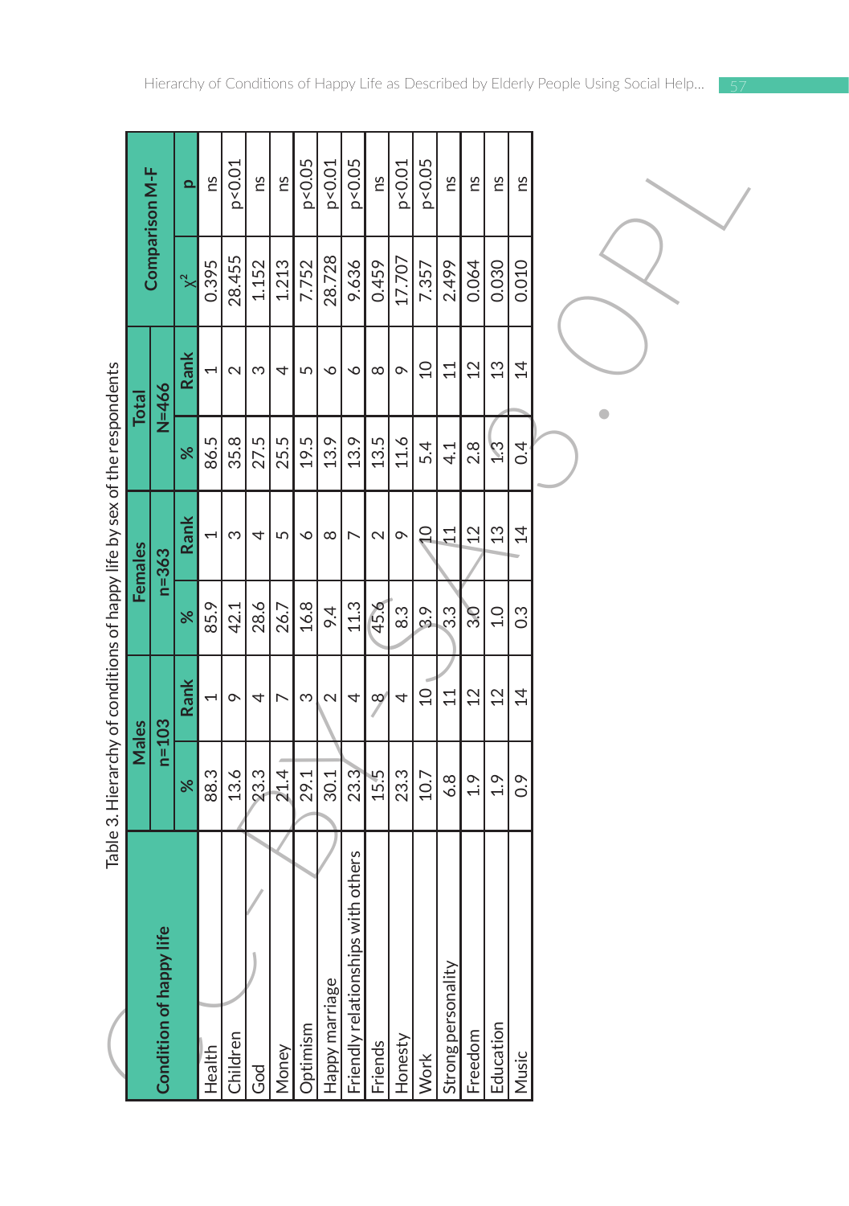Table 3. Hierarchy of conditions of happy life by sex of the respondents

| Condition of happy life | Males | | Females | | Total | | Comparison M-F | |
|---|---|---|---|---|---|---|---|---|
| | n=103 | | n=363 | | N=466 | | | |
| | % | Rank | % | Rank | % | Rank | $\chi^2$ | p |
| Health | 88.3 | 1 | 85.9 | 1 | 86.5 | 1 | 0.395 | ns |
| Children | 13.6 | 9 | 42.1 | 3 | 35.8 | 2 | 28.455 | p<0.01 |
| God | 23.3 | 4 | 28.6 | 4 | 27.5 | 3 | 1.152 | ns |
| Money | 21.4 | 7 | 26.7 | 5 | 25.5 | 4 | 1.213 | ns |
| Optimism | 29.1 | 3 | 16.8 | 6 | 19.5 | 5 | 7.752 | p<0.05 |
| Happy marriage | 30.1 | 2 | 9.4 | 8 | 13.9 | 6 | 28.728 | p<0.01 |
| Friendly relationships with others | 23.3 | 4 | 11.3 | 7 | 13.9 | 6 | 9.636 | p<0.05 |
| Friends | 15.5 | 8 | 45.6 | 2 | 13.5 | 8 | 0.459 | ns |
| Honesty | 23.3 | 4 | 8.3 | 9 | 11.6 | 9 | 17.707 | p<0.01 |
| Work | 10.7 | 10 | 3.9 | 10 | 5.4 | 10 | 7.357 | p<0.05 |
| Strong personality | 6.8 | 11 | 3.3 | 11 | 4.1 | 11 | 2.499 | ns |
| Freedom | 1.9 | 12 | 3.0 | 12 | 2.8 | 12 | 0.064 | ns |
| Education | 1.9 | 12 | 1.0 | 13 | 1.3 | 13 | 0.030 | ns |
| Music | 0.9 | 14 | 0.3 | 14 | 0.4 | 14 | 0.010 | ns |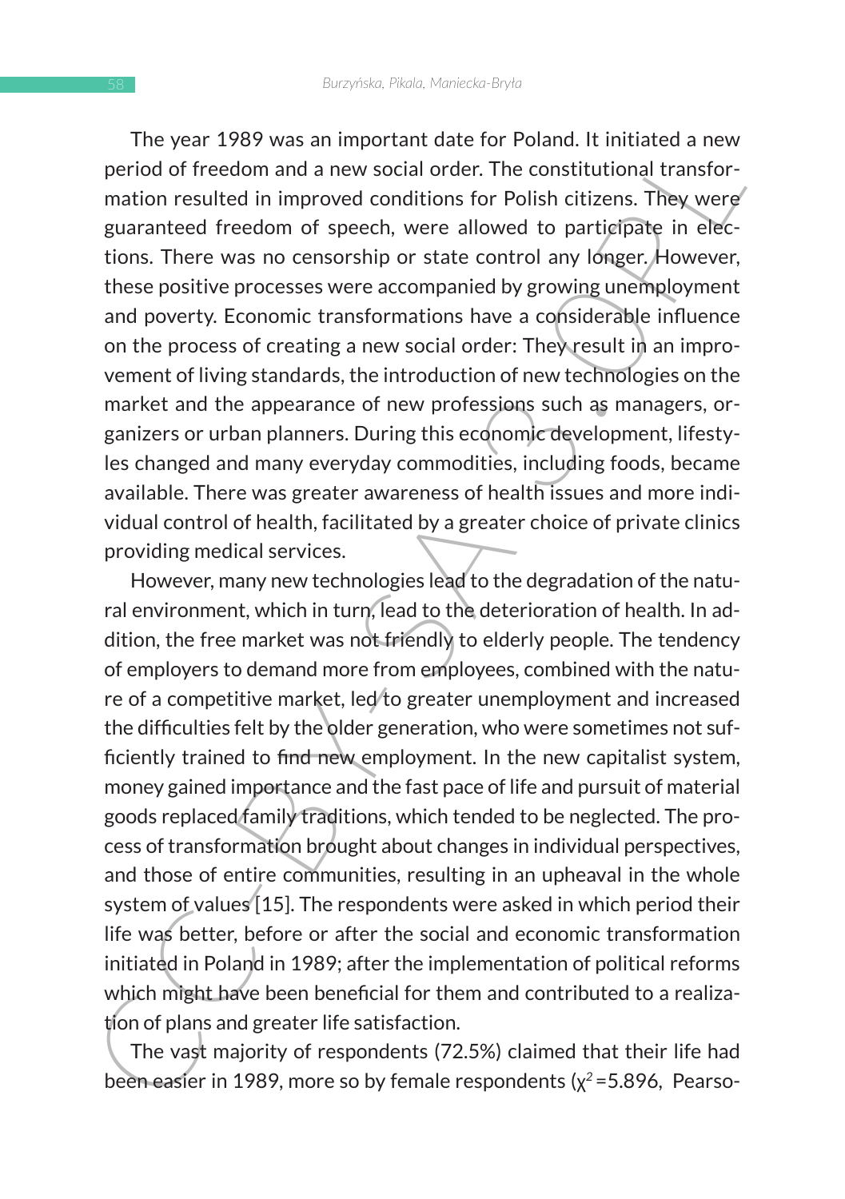The year 1989 was an important date for Poland. It initiated a new period of freedom and a new social order. The constitutional transformation resulted in improved conditions for Polish citizens. They were guaranteed freedom of speech, were allowed to participate in elections. There was no censorship or state control any longer. However, these positive processes were accompanied by growing unemployment and poverty. Economic transformations have a considerable influence on the process of creating a new social order: They result in an improvement of living standards, the introduction of new technologies on the market and the appearance of new professions such as managers, organizers or urban planners. During this economic development, lifestyles changed and many everyday commodities, including foods, became available. There was greater awareness of health issues and more individual control of health, facilitated by a greater choice of private clinics providing medical services.

However, many new technologies lead to the degradation of the natural environment, which in turn, lead to the deterioration of health. In addition, the free market was not friendly to elderly people. The tendency of employers to demand more from employees, combined with the nature of a competitive market, led to greater unemployment and increased the difficulties felt by the older generation, who were sometimes not sufficiently trained to find new employment. In the new capitalist system, money gained importance and the fast pace of life and pursuit of material goods replaced family traditions, which tended to be neglected. The process of transformation brought about changes in individual perspectives, and those of entire communities, resulting in an upheaval in the whole system of values [15]. The respondents were asked in which period their life was better, before or after the social and economic transformation initiated in Poland in 1989; after the implementation of political reforms which might have been beneficial for them and contributed to a realization of plans and greater life satisfaction.

The vast majority of respondents (72.5%) claimed that their life had been easier in 1989, more so by female respondents ($\chi^2$=5.896, Pearso-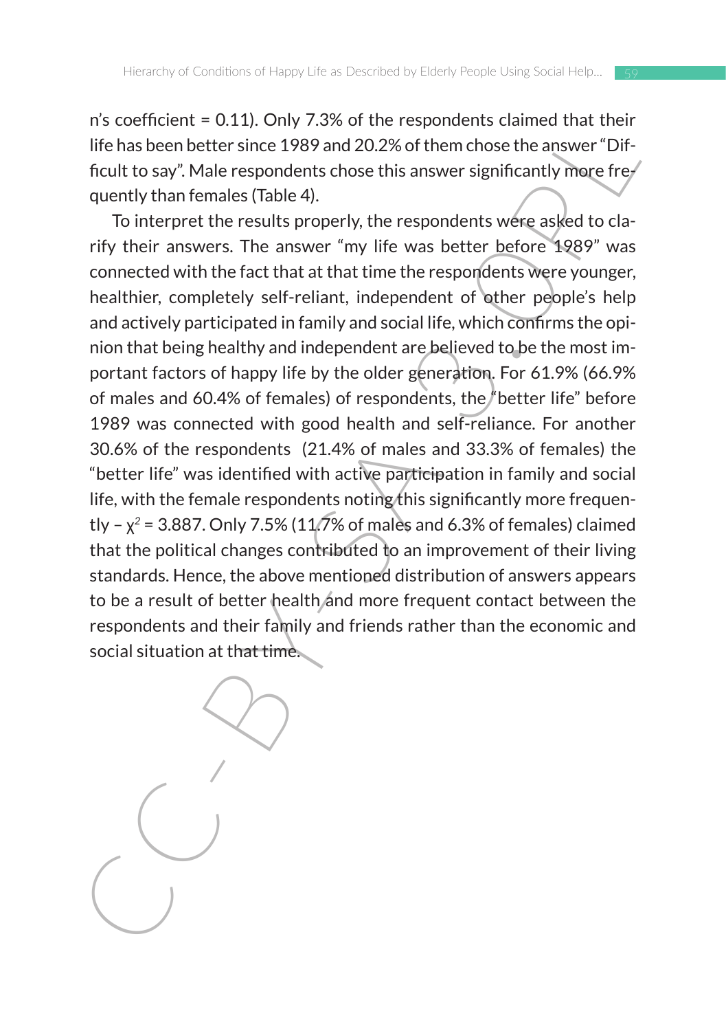n's coefficient = 0.11). Only 7.3% of the respondents claimed that their life has been better since 1989 and 20.2% of them chose the answer "Difficult to say". Male respondents chose this answer significantly more frequently than females (Table 4).

To interpret the results properly, the respondents were asked to clarify their answers. The answer "my life was better before 1989" was connected with the fact that at that time the respondents were younger, healthier, completely self-reliant, independent of other people's help and actively participated in family and social life, which confirms the opinion that being healthy and independent are believed to be the most important factors of happy life by the older generation. For 61.9% (66.9% of males and 60.4% of females) of respondents, the "better life" before 1989 was connected with good health and self-reliance. For another 30.6% of the respondents (21.4% of males and 33.3% of females) the "better life" was identified with active participation in family and social life, with the female respondents noting this significantly more frequently – $\chi^2 = 3.887$. Only 7.5% (11.7% of males and 6.3% of females) claimed that the political changes contributed to an improvement of their living standards. Hence, the above mentioned distribution of answers appears to be a result of better health and more frequent contact between the respondents and their family and friends rather than the economic and social situation at that time.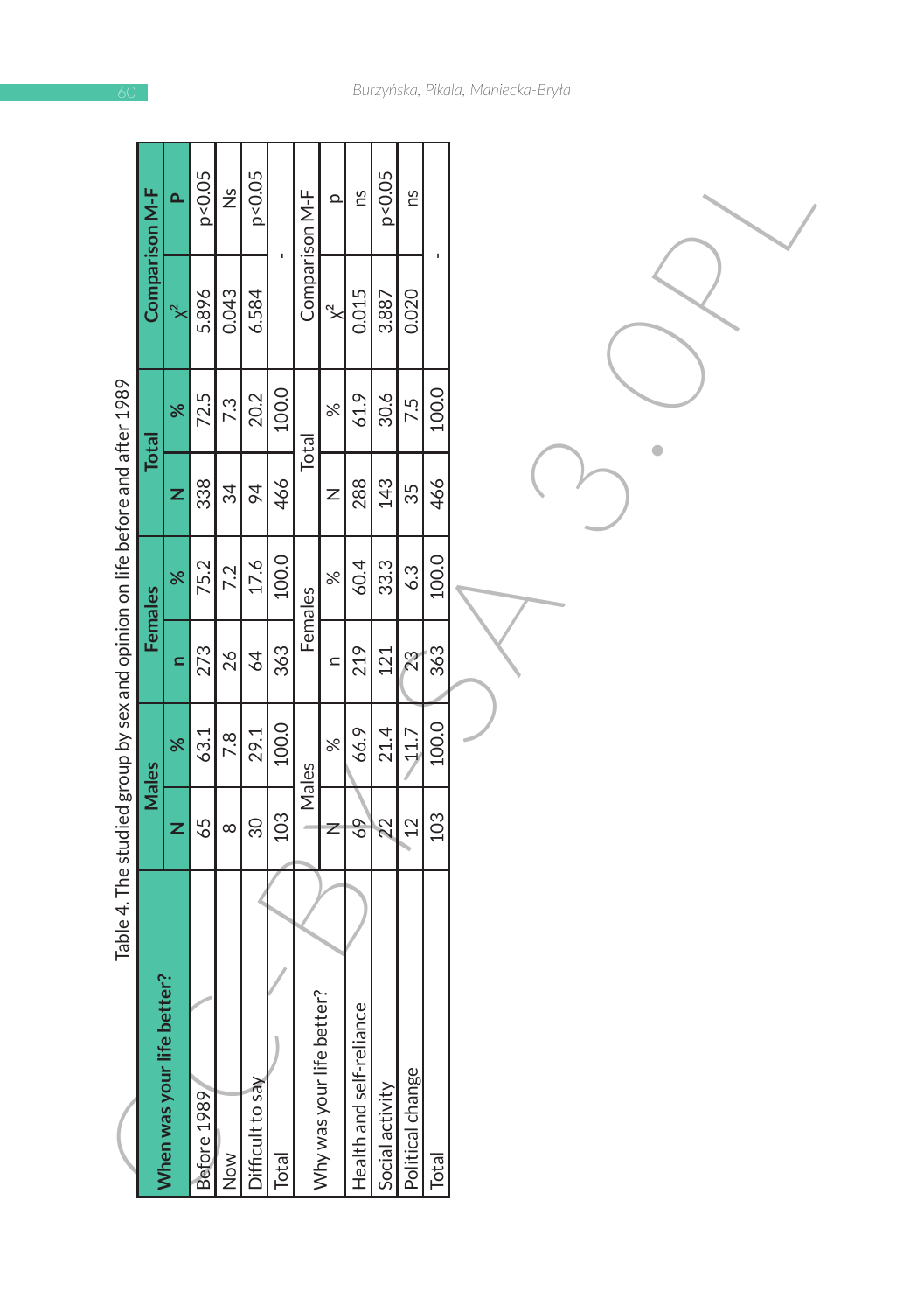Table 4. The studied group by sex and opinion on life before and after 1989

| When was your life better? | Males | | Females | | Total | | Comparison M-F | |
|---|---|---|---|---|---|---|---|---|
| | N | % | n | % | N | % | $\chi^2$ | P |
| Before 1989 | 65 | 63.1 | 273 | 75.2 | 338 | 72.5 | 5.896 | p<0.05 |
| Now | 8 | 7.8 | 26 | 7.2 | 34 | 7.3 | 0.043 | Ns |
| Difficult to say | 30 | 29.1 | 64 | 17.6 | 94 | 20.2 | 6.584 | p<0.05 |
| Total | 103 | 100.0 | 363 | 100.0 | 466 | 100.0 | - | |
| Why was your life better? | Males | | Females | | Total | | Comparison M-F | |
| | N | % | n | % | N | % | $\chi^2$ | p |
| Health and self-reliance | 69 | 66.9 | 219 | 60.4 | 288 | 61.9 | 0.015 | ns |
| Social activity | 22 | 21.4 | 121 | 33.3 | 143 | 30.6 | 3.887 | p<0.05 |
| Political change | 12 | 11.7 | 23 | 6.3 | 35 | 7.5 | 0.020 | ns |
| Total | 103 | 100.0 | 363 | 100.0 | 466 | 100.0 | - | |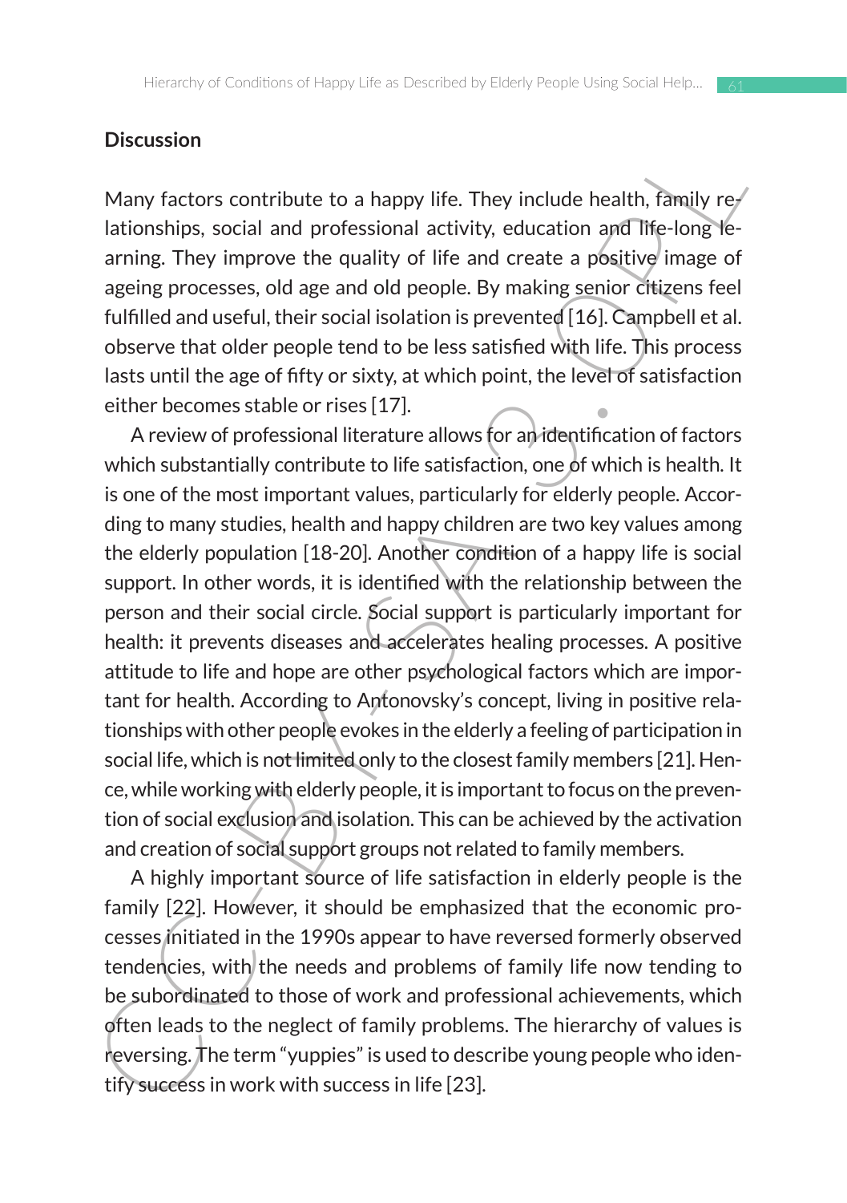## Discussion

Many factors contribute to a happy life. They include health, family relationships, social and professional activity, education and life-long learning. They improve the quality of life and create a positive image of ageing processes, old age and old people. By making senior citizens feel fulfilled and useful, their social isolation is prevented [16]. Campbell et al. observe that older people tend to be less satisfied with life. This process lasts until the age of fifty or sixty, at which point, the level of satisfaction either becomes stable or rises [17].

A review of professional literature allows for an identification of factors which substantially contribute to life satisfaction, one of which is health. It is one of the most important values, particularly for elderly people. According to many studies, health and happy children are two key values among the elderly population [18-20]. Another condition of a happy life is social support. In other words, it is identified with the relationship between the person and their social circle. Social support is particularly important for health: it prevents diseases and accelerates healing processes. A positive attitude to life and hope are other psychological factors which are important for health. According to Antonovsky's concept, living in positive relationships with other people evokes in the elderly a feeling of participation in social life, which is not limited only to the closest family members [21]. Hence, while working with elderly people, it is important to focus on the prevention of social exclusion and isolation. This can be achieved by the activation and creation of social support groups not related to family members.

A highly important source of life satisfaction in elderly people is the family [22]. However, it should be emphasized that the economic processes initiated in the 1990s appear to have reversed formerly observed tendencies, with the needs and problems of family life now tending to be subordinated to those of work and professional achievements, which often leads to the neglect of family problems. The hierarchy of values is reversing. The term "yuppies" is used to describe young people who identify success in work with success in life [23].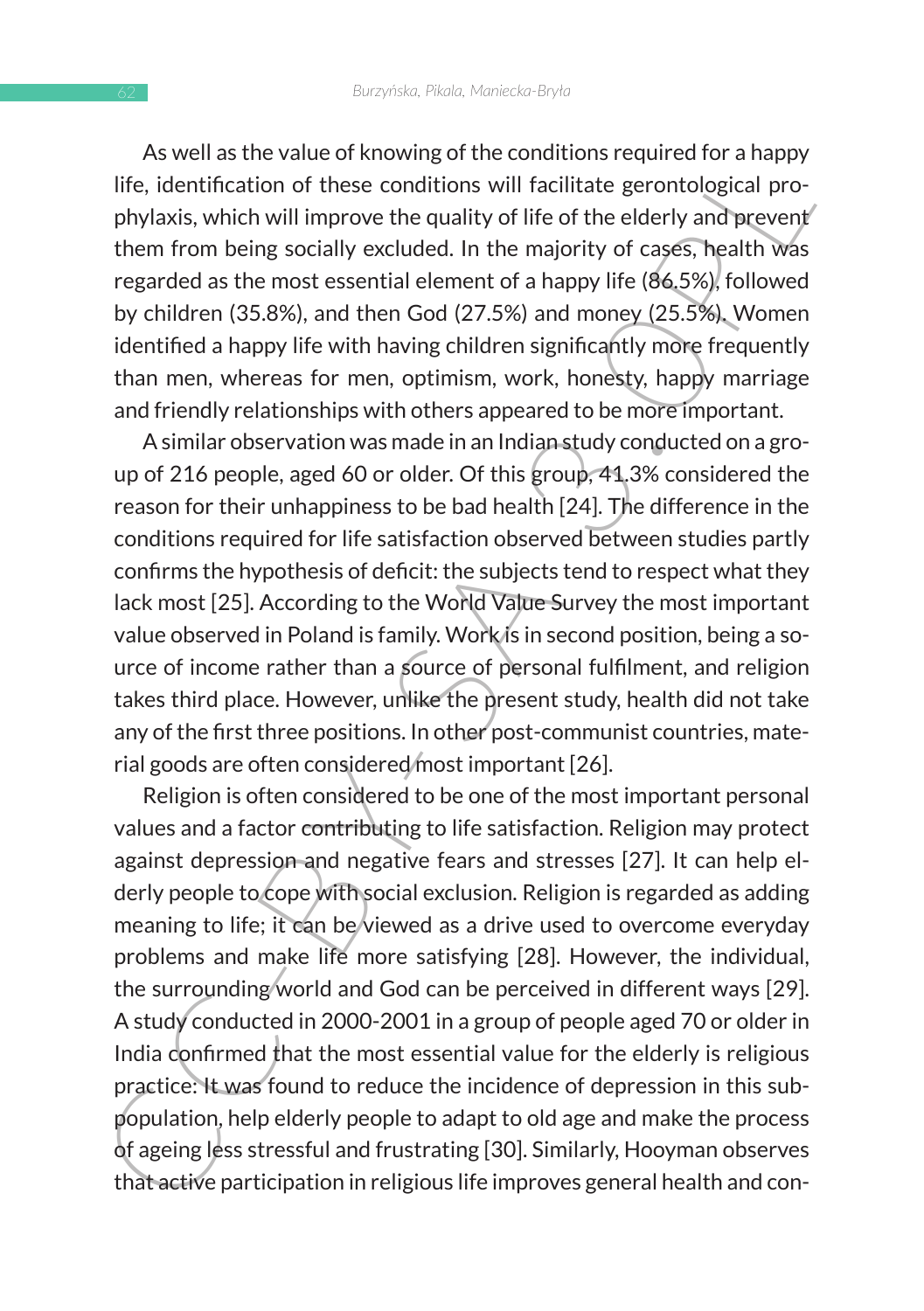As well as the value of knowing of the conditions required for a happy life, identification of these conditions will facilitate gerontological prophylaxis, which will improve the quality of life of the elderly and prevent them from being socially excluded. In the majority of cases, health was regarded as the most essential element of a happy life (86.5%), followed by children (35.8%), and then God (27.5%) and money (25.5%). Women identified a happy life with having children significantly more frequently than men, whereas for men, optimism, work, honesty, happy marriage and friendly relationships with others appeared to be more important.

A similar observation was made in an Indian study conducted on a group of 216 people, aged 60 or older. Of this group, 41.3% considered the reason for their unhappiness to be bad health [24]. The difference in the conditions required for life satisfaction observed between studies partly confirms the hypothesis of deficit: the subjects tend to respect what they lack most [25]. According to the World Value Survey the most important value observed in Poland is family. Work is in second position, being a source of income rather than a source of personal fulfilment, and religion takes third place. However, unlike the present study, health did not take any of the first three positions. In other post-communist countries, material goods are often considered most important [26].

Religion is often considered to be one of the most important personal values and a factor contributing to life satisfaction. Religion may protect against depression and negative fears and stresses [27]. It can help elderly people to cope with social exclusion. Religion is regarded as adding meaning to life; it can be viewed as a drive used to overcome everyday problems and make life more satisfying [28]. However, the individual, the surrounding world and God can be perceived in different ways [29]. A study conducted in 2000-2001 in a group of people aged 70 or older in India confirmed that the most essential value for the elderly is religious practice: It was found to reduce the incidence of depression in this subpopulation, help elderly people to adapt to old age and make the process of ageing less stressful and frustrating [30]. Similarly, Hooyman observes that active participation in religious life improves general health and con-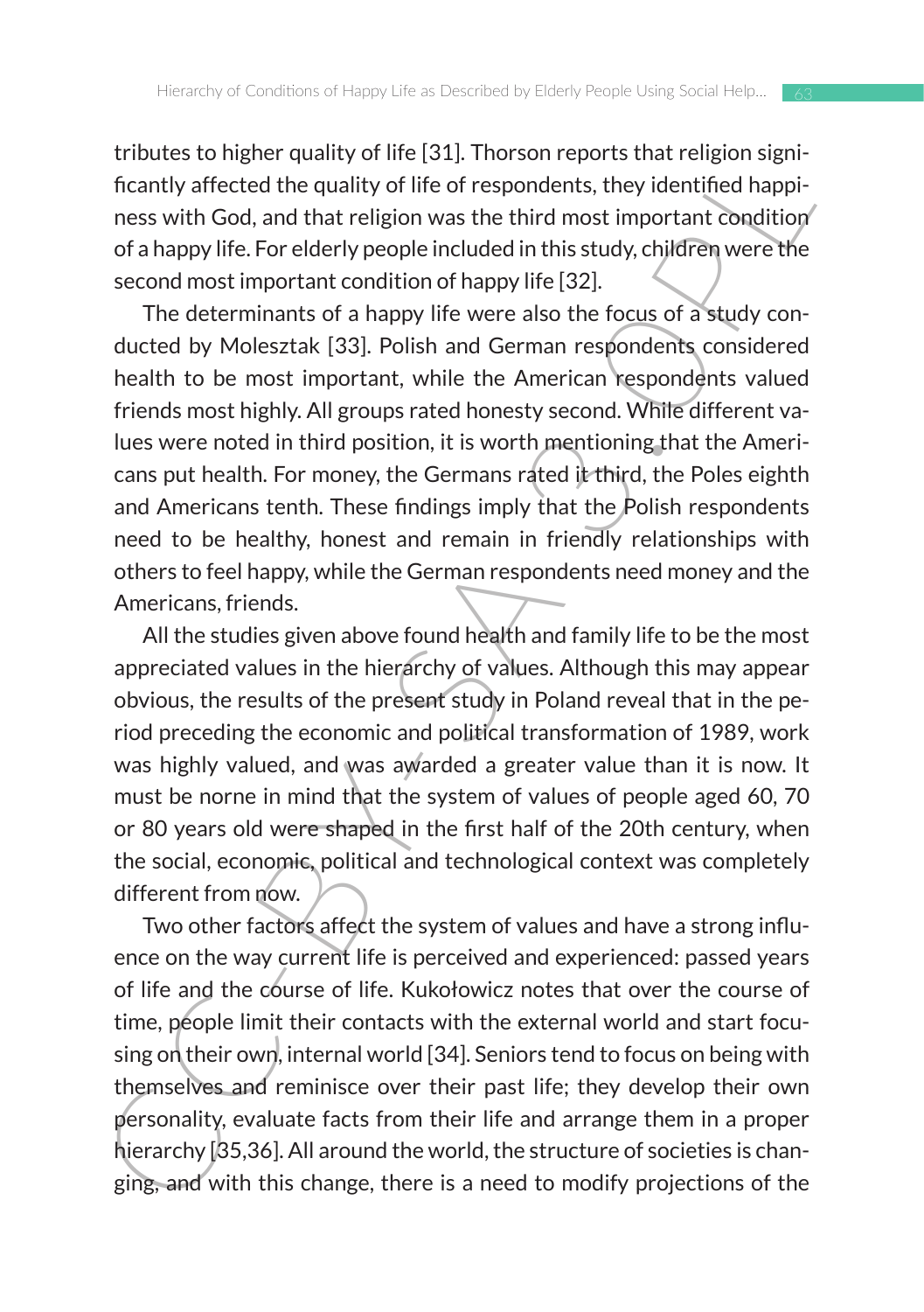tributes to higher quality of life [31]. Thorson reports that religion significantly affected the quality of life of respondents, they identified happiness with God, and that religion was the third most important condition of a happy life. For elderly people included in this study, children were the second most important condition of happy life [32].

The determinants of a happy life were also the focus of a study conducted by Molesztak [33]. Polish and German respondents considered health to be most important, while the American respondents valued friends most highly. All groups rated honesty second. While different values were noted in third position, it is worth mentioning that the Americans put health. For money, the Germans rated it third, the Poles eighth and Americans tenth. These findings imply that the Polish respondents need to be healthy, honest and remain in friendly relationships with others to feel happy, while the German respondents need money and the Americans, friends.

All the studies given above found health and family life to be the most appreciated values in the hierarchy of values. Although this may appear obvious, the results of the present study in Poland reveal that in the period preceding the economic and political transformation of 1989, work was highly valued, and was awarded a greater value than it is now. It must be norne in mind that the system of values of people aged 60, 70 or 80 years old were shaped in the first half of the 20th century, when the social, economic, political and technological context was completely different from now.

Two other factors affect the system of values and have a strong influence on the way current life is perceived and experienced: passed years of life and the course of life. Kukołowicz notes that over the course of time, people limit their contacts with the external world and start focusing on their own, internal world [34]. Seniors tend to focus on being with themselves and reminisce over their past life; they develop their own personality, evaluate facts from their life and arrange them in a proper hierarchy [35,36]. All around the world, the structure of societies is changing, and with this change, there is a need to modify projections of the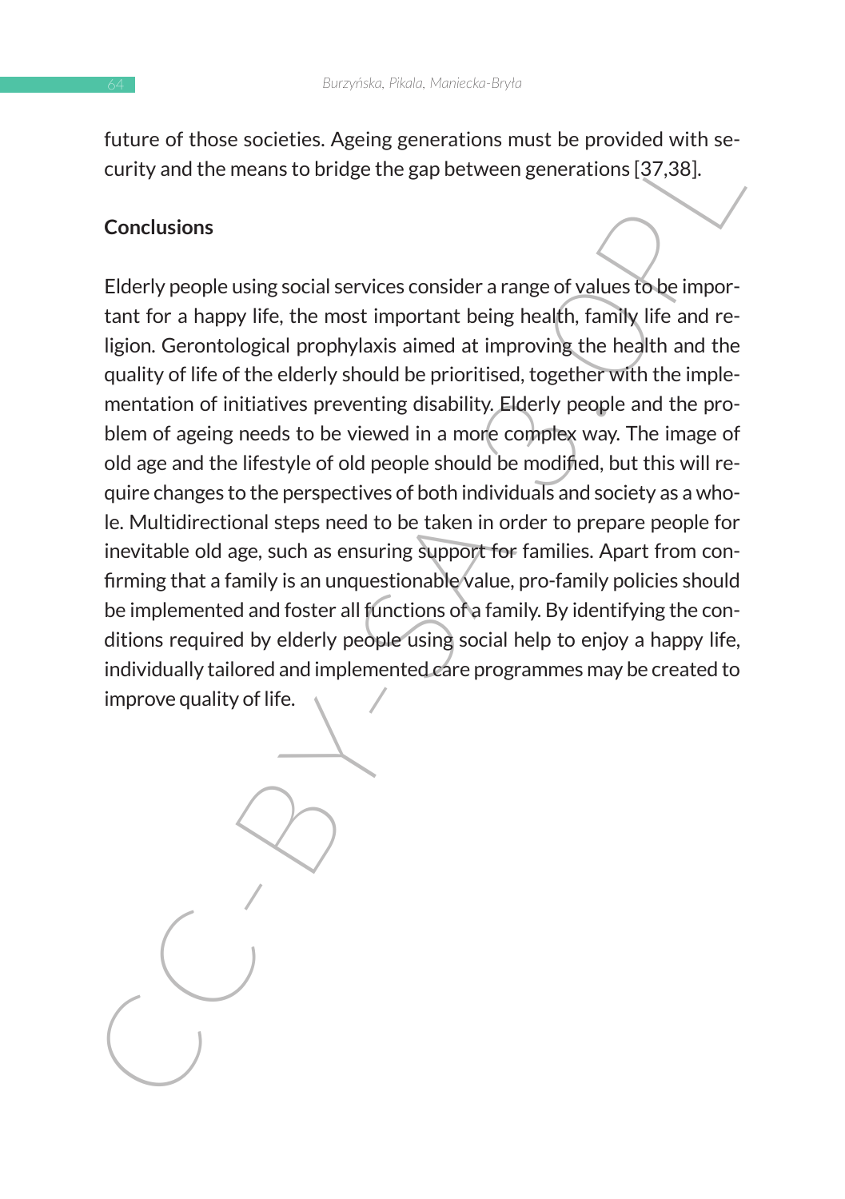future of those societies. Ageing generations must be provided with security and the means to bridge the gap between generations [37,38].

## Conclusions

Elderly people using social services consider a range of values to be important for a happy life, the most important being health, family life and religion. Gerontological prophylaxis aimed at improving the health and the quality of life of the elderly should be prioritised, together with the implementation of initiatives preventing disability. Elderly people and the problem of ageing needs to be viewed in a more complex way. The image of old age and the lifestyle of old people should be modified, but this will require changes to the perspectives of both individuals and society as a whole. Multidirectional steps need to be taken in order to prepare people for inevitable old age, such as ensuring support for families. Apart from confirming that a family is an unquestionable value, pro-family policies should be implemented and foster all functions of a family. By identifying the conditions required by elderly people using social help to enjoy a happy life, individually tailored and implemented care programmes may be created to improve quality of life.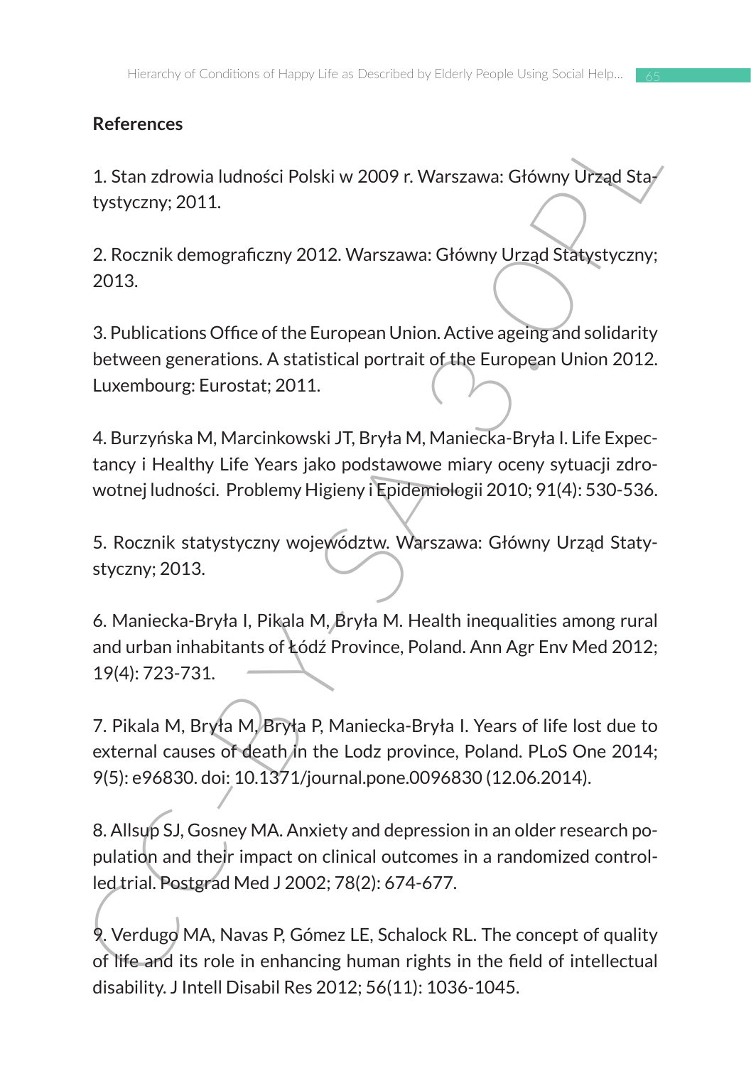## References

1. Stan zdrowia ludności Polski w 2009 r. Warszawa: Główny Urząd Statystyczny; 2011.

2. Rocznik demograficzny 2012. Warszawa: Główny Urząd Statystyczny; 2013.

3. Publications Office of the European Union. Active ageing and solidarity between generations. A statistical portrait of the European Union 2012. Luxembourg: Eurostat; 2011.

4. Burzyńska M, Marcinkowski JT, Bryła M, Maniecka-Bryła I. Life Expectancy i Healthy Life Years jako podstawowe miary oceny sytuacji zdrowotnej ludności. Problemy Higieny i Epidemiologii 2010; 91(4): 530-536.

5. Rocznik statystyczny województw. Warszawa: Główny Urząd Statystyczny; 2013.

6. Maniecka-Bryła I, Pikala M, Bryła M. Health inequalities among rural and urban inhabitants of Łódź Province, Poland. Ann Agr Env Med 2012; 19(4): 723-731.

7. Pikala M, Bryła M, Bryła P, Maniecka-Bryła I. Years of life lost due to external causes of death in the Lodz province, Poland. PLoS One 2014; 9(5): e96830. doi: 10.1371/journal.pone.0096830 (12.06.2014).

8. Allsup SJ, Gosney MA. Anxiety and depression in an older research population and their impact on clinical outcomes in a randomized controlled trial. Postgrad Med J 2002; 78(2): 674-677.

9. Verdugo MA, Navas P, Gómez LE, Schalock RL. The concept of quality of life and its role in enhancing human rights in the field of intellectual disability. J Intell Disabil Res 2012; 56(11): 1036-1045.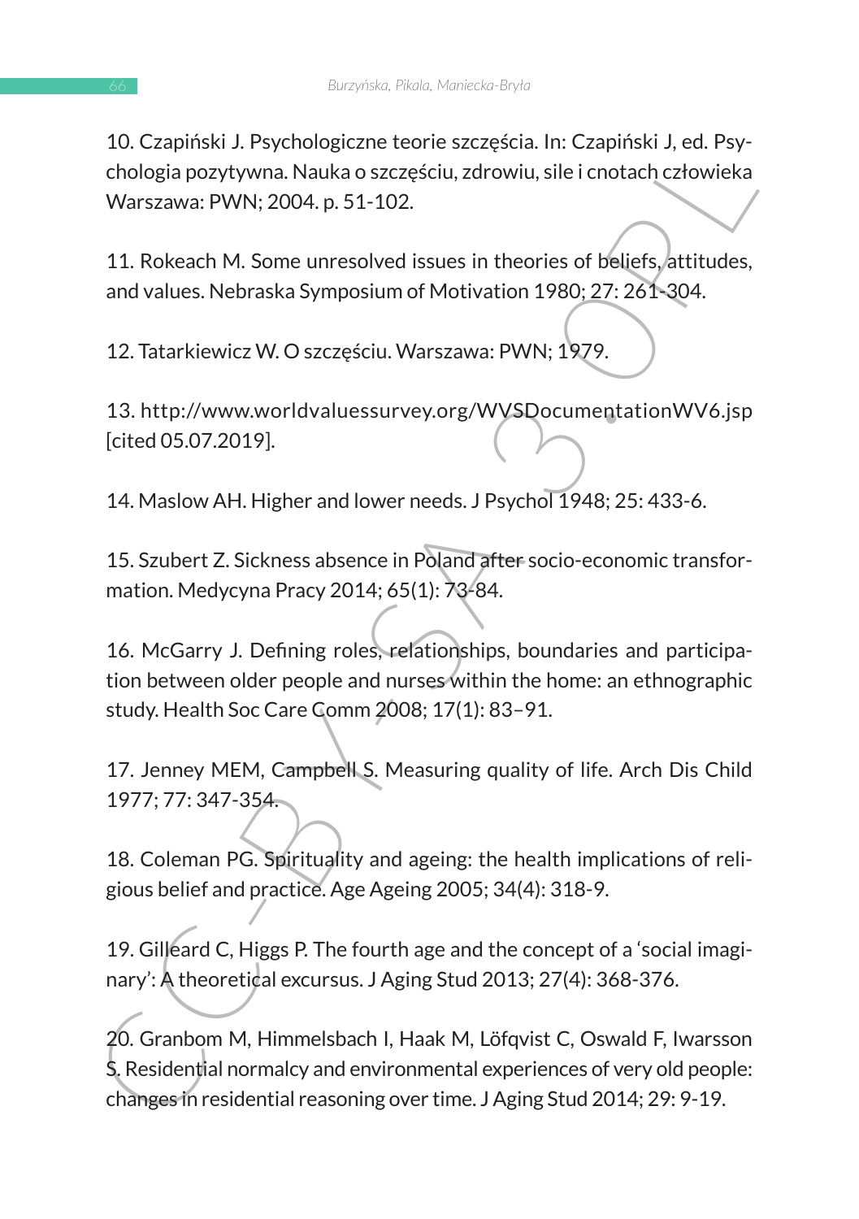10. Czapiński J. Psychologiczne teorie szczęścia. In: Czapiński J, ed. Psychologia pozytywna. Nauka o szczęściu, zdrowiu, sile i cnotach człowieka Warszawa: PWN; 2004. p. 51-102.

11. Rokeach M. Some unresolved issues in theories of beliefs, attitudes, and values. Nebraska Symposium of Motivation 1980; 27: 261-304.

12. Tatarkiewicz W. O szczęściu. Warszawa: PWN; 1979.

13. http://www.worldvaluessurvey.org/WVSDocumentationWV6.jsp [cited 05.07.2019].

14. Maslow AH. Higher and lower needs. J Psychol 1948; 25: 433-6.

15. Szubert Z. Sickness absence in Poland after socio-economic transformation. Medycyna Pracy 2014; 65(1): 73-84.

16. McGarry J. Defining roles, relationships, boundaries and participation between older people and nurses within the home: an ethnographic study. Health Soc Care Comm 2008; 17(1): 83–91.

17. Jenney MEM, Campbell S. Measuring quality of life. Arch Dis Child 1977; 77: 347-354.

18. Coleman PG. Spirituality and ageing: the health implications of religious belief and practice. Age Ageing 2005; 34(4): 318-9.

19. Gilleard C, Higgs P. The fourth age and the concept of a 'social imaginary': A theoretical excursus. J Aging Stud 2013; 27(4): 368-376.

20. Granbom M, Himmelsbach I, Haak M, Löfqvist C, Oswald F, Iwarsson S. Residential normalcy and environmental experiences of very old people: changes in residential reasoning over time. J Aging Stud 2014; 29: 9-19.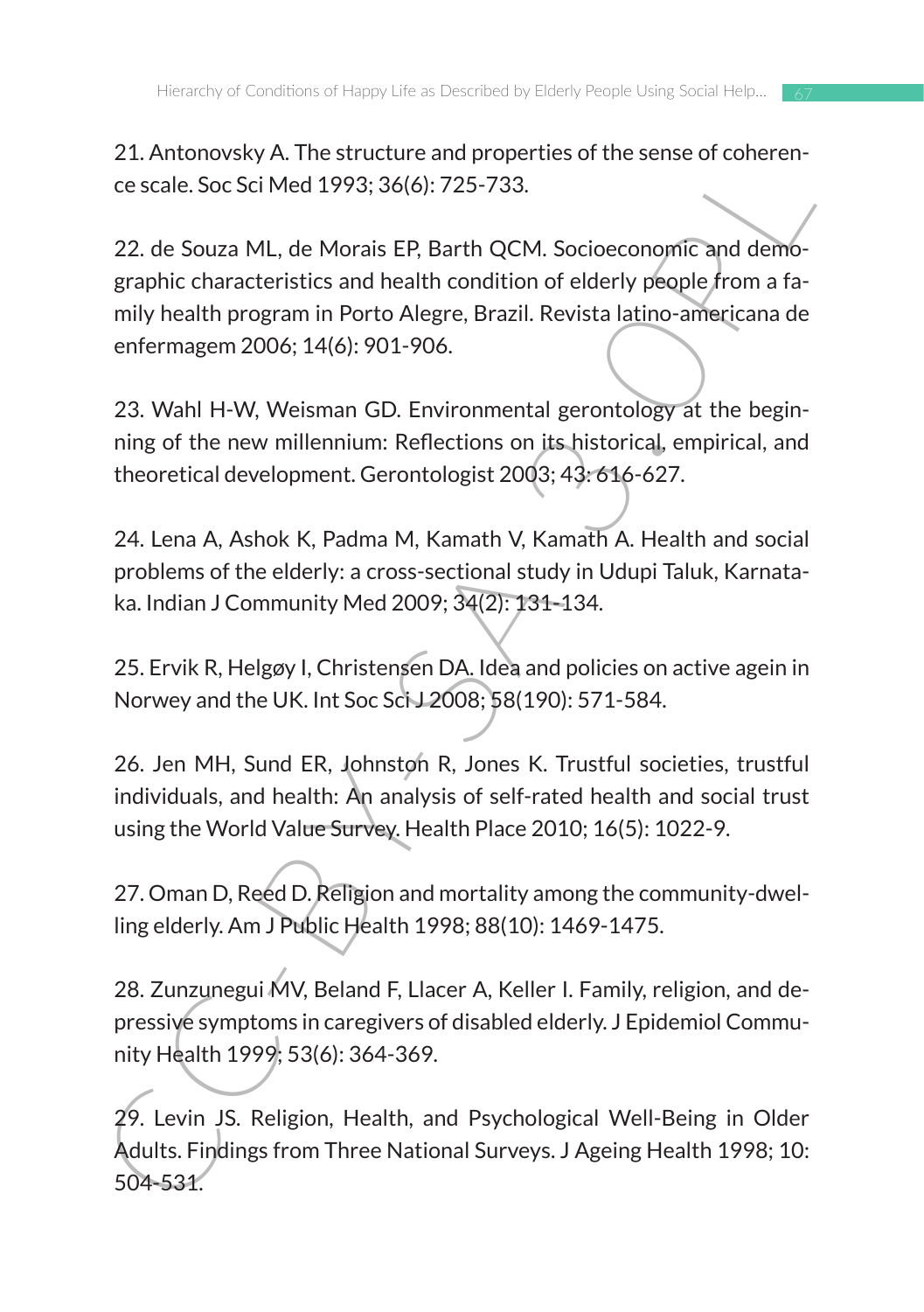21. Antonovsky A. The structure and properties of the sense of coherence scale. Soc Sci Med 1993; 36(6): 725-733.

22. de Souza ML, de Morais EP, Barth QCM. Socioeconomic and demographic characteristics and health condition of elderly people from a family health program in Porto Alegre, Brazil. Revista latino-americana de enfermagem 2006; 14(6): 901-906.

23. Wahl H-W, Weisman GD. Environmental gerontology at the beginning of the new millennium: Reflections on its historical, empirical, and theoretical development. Gerontologist 2003; 43: 616-627.

24. Lena A, Ashok K, Padma M, Kamath V, Kamath A. Health and social problems of the elderly: a cross-sectional study in Udupi Taluk, Karnataka. Indian J Community Med 2009; 34(2): 131-134.

25. Ervik R, Helgøy I, Christensen DA. Idea and policies on active agein in Norwey and the UK. Int Soc Sci J 2008; 58(190): 571-584.

26. Jen MH, Sund ER, Johnston R, Jones K. Trustful societies, trustful individuals, and health: An analysis of self-rated health and social trust using the World Value Survey. Health Place 2010; 16(5): 1022-9.

27. Oman D, Reed D. Religion and mortality among the community-dwelling elderly. Am J Public Health 1998; 88(10): 1469-1475.

28. Zunzunegui MV, Beland F, Llacer A, Keller I. Family, religion, and depressive symptoms in caregivers of disabled elderly. J Epidemiol Community Health 1999; 53(6): 364-369.

29. Levin JS. Religion, Health, and Psychological Well-Being in Older Adults. Findings from Three National Surveys. J Ageing Health 1998; 10: 504-531.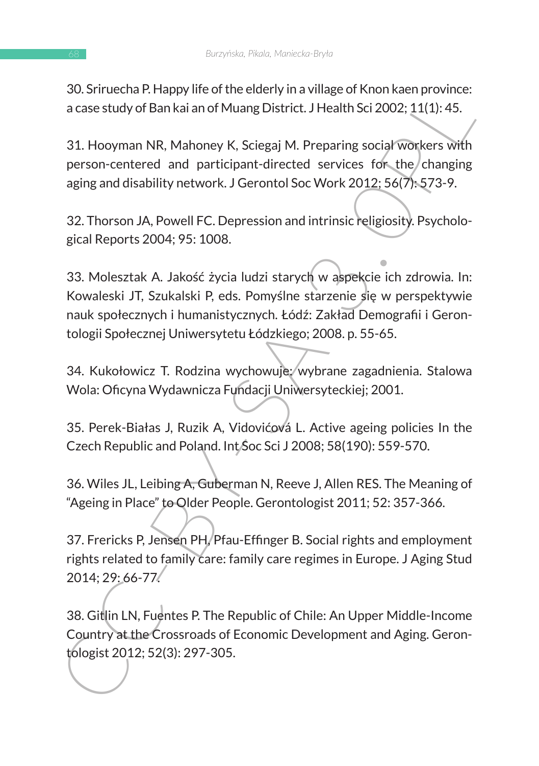30. Sriruecha P. Happy life of the elderly in a village of Knon kaen province: a case study of Ban kai an of Muang District. J Health Sci 2002; 11(1): 45.

31. Hooyman NR, Mahoney K, Sciegaj M. Preparing social workers with person-centered and participant-directed services for the changing aging and disability network. J Gerontol Soc Work 2012; 56(7): 573-9.

32. Thorson JA, Powell FC. Depression and intrinsic religiosity. Psychological Reports 2004; 95: 1008.

33. Molesztak A. Jakość życia ludzi starych w aspekcie ich zdrowia. In: Kowaleski JT, Szukalski P, eds. Pomyślne starzenie się w perspektywie nauk społecznych i humanistycznych. Łódź: Zakład Demografii i Gerontologii Społecznej Uniwersytetu Łódzkiego; 2008. p. 55-65.

34. Kukołowicz T. Rodzina wychowuje: wybrane zagadnienia. Stalowa Wola: Oficyna Wydawnicza Fundacji Uniwersyteckiej; 2001.

35. Perek-Białas J, Ruzik A, Vidovićová L. Active ageing policies In the Czech Republic and Poland. Int Soc Sci J 2008; 58(190): 559-570.

36. Wiles JL, Leibing A, Guberman N, Reeve J, Allen RES. The Meaning of "Ageing in Place" to Older People. Gerontologist 2011; 52: 357-366.

37. Frericks P, Jensen PH, Pfau-Effinger B. Social rights and employment rights related to family care: family care regimes in Europe. J Aging Stud 2014; 29: 66-77.

38. Gitlin LN, Fuentes P. The Republic of Chile: An Upper Middle-Income Country at the Crossroads of Economic Development and Aging. Gerontologist 2012; 52(3): 297-305.